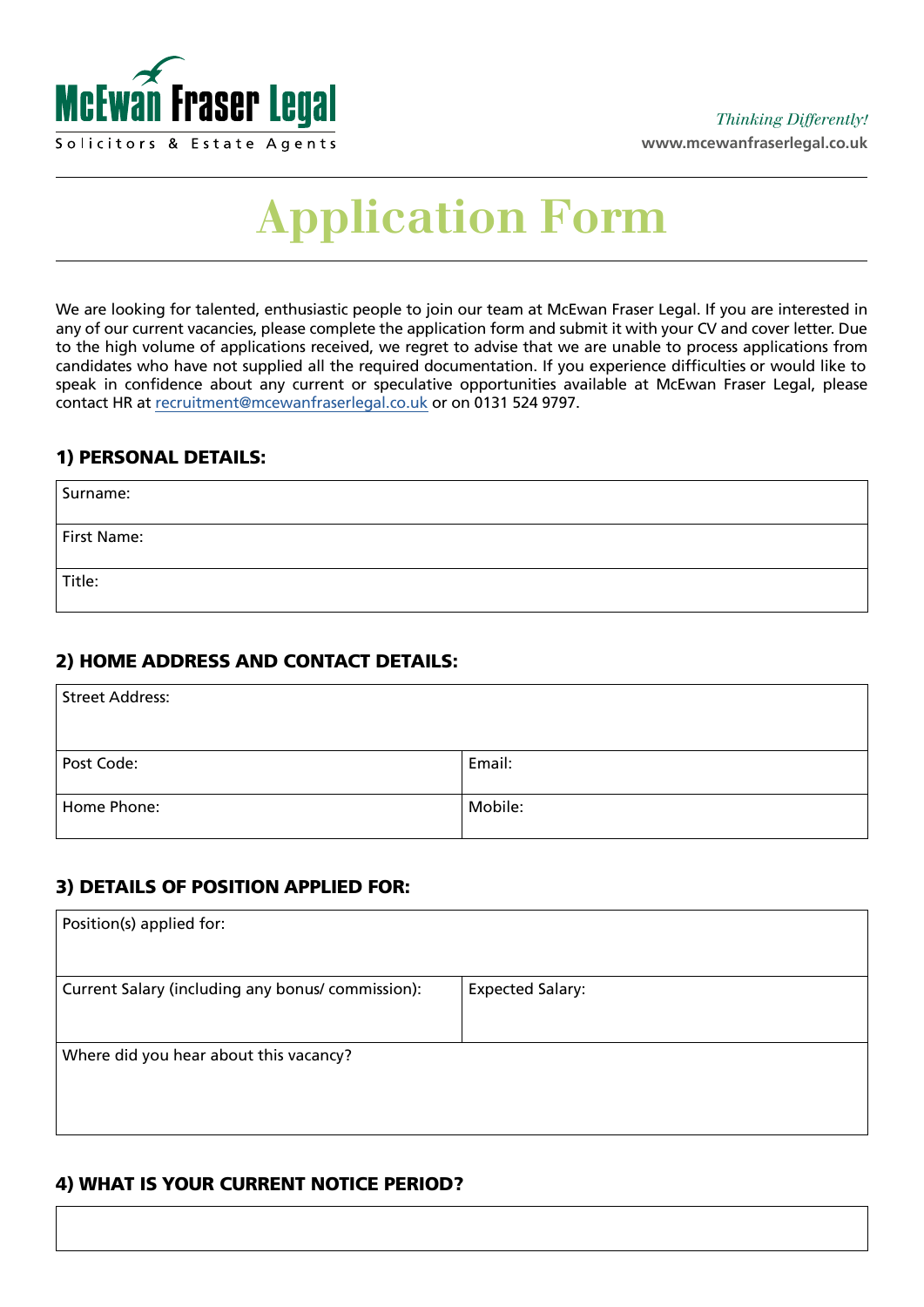McEwan Fraser Legal
Solicitors & Estate Agents

*Thinking Differently!*
**www.mcewanfraserlegal.co.uk**

# Application Form

We are looking for talented, enthusiastic people to join our team at McEwan Fraser Legal. If you are interested in any of our current vacancies, please complete the application form and submit it with your CV and cover letter. Due to the high volume of applications received, we regret to advise that we are unable to process applications from candidates who have not supplied all the required documentation. If you experience difficulties or would like to speak in confidence about any current or speculative opportunities available at McEwan Fraser Legal, please contact HR at recruitment@mcewanfraserlegal.co.uk or on 0131 524 9797.

## 1) PERSONAL DETAILS:

| Surname: |
|---|
| First Name: |
| Title: |

## 2) HOME ADDRESS AND CONTACT DETAILS:

| Street Address: | |
|---|---|
| Post Code: | Email: |
| Home Phone: | Mobile: |

## 3) DETAILS OF POSITION APPLIED FOR:

| Position(s) applied for: | |
|---|---|
| Current Salary (including any bonus/ commission): | Expected Salary: |
| Where did you hear about this vacancy? | |

## 4) WHAT IS YOUR CURRENT NOTICE PERIOD?

| |
|---|
| |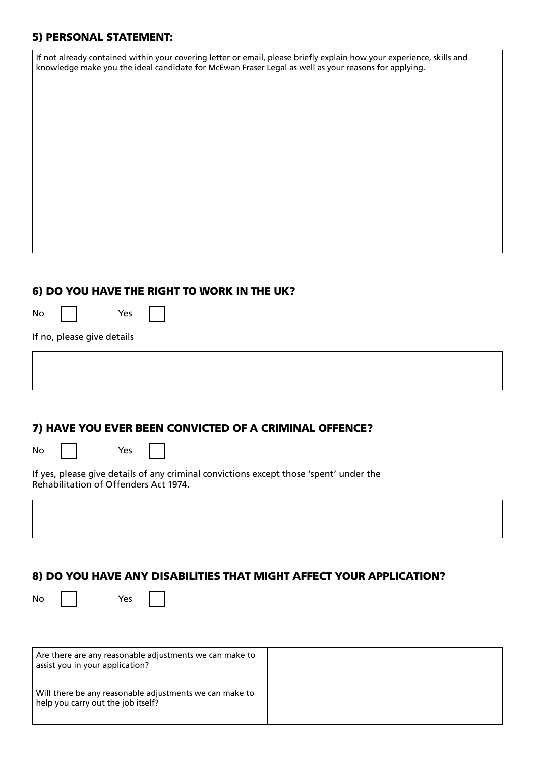## 5) PERSONAL STATEMENT:

If not already contained within your covering letter or email, please briefly explain how your experience, skills and knowledge make you the ideal candidate for McEwan Fraser Legal as well as your reasons for applying.

## 6) DO YOU HAVE THE RIGHT TO WORK IN THE UK?

No ☐ Yes ☐

If no, please give details

## 7) HAVE YOU EVER BEEN CONVICTED OF A CRIMINAL OFFENCE?

No ☐ Yes ☐

If yes, please give details of any criminal convictions except those 'spent' under the Rehabilitation of Offenders Act 1974.

## 8) DO YOU HAVE ANY DISABILITIES THAT MIGHT AFFECT YOUR APPLICATION?

No ☐ Yes ☐

| Question | Response |
| --- | --- |
| Are there are any reasonable adjustments we can make to assist you in your application? | |
| Will there be any reasonable adjustments we can make to help you carry out the job itself? | |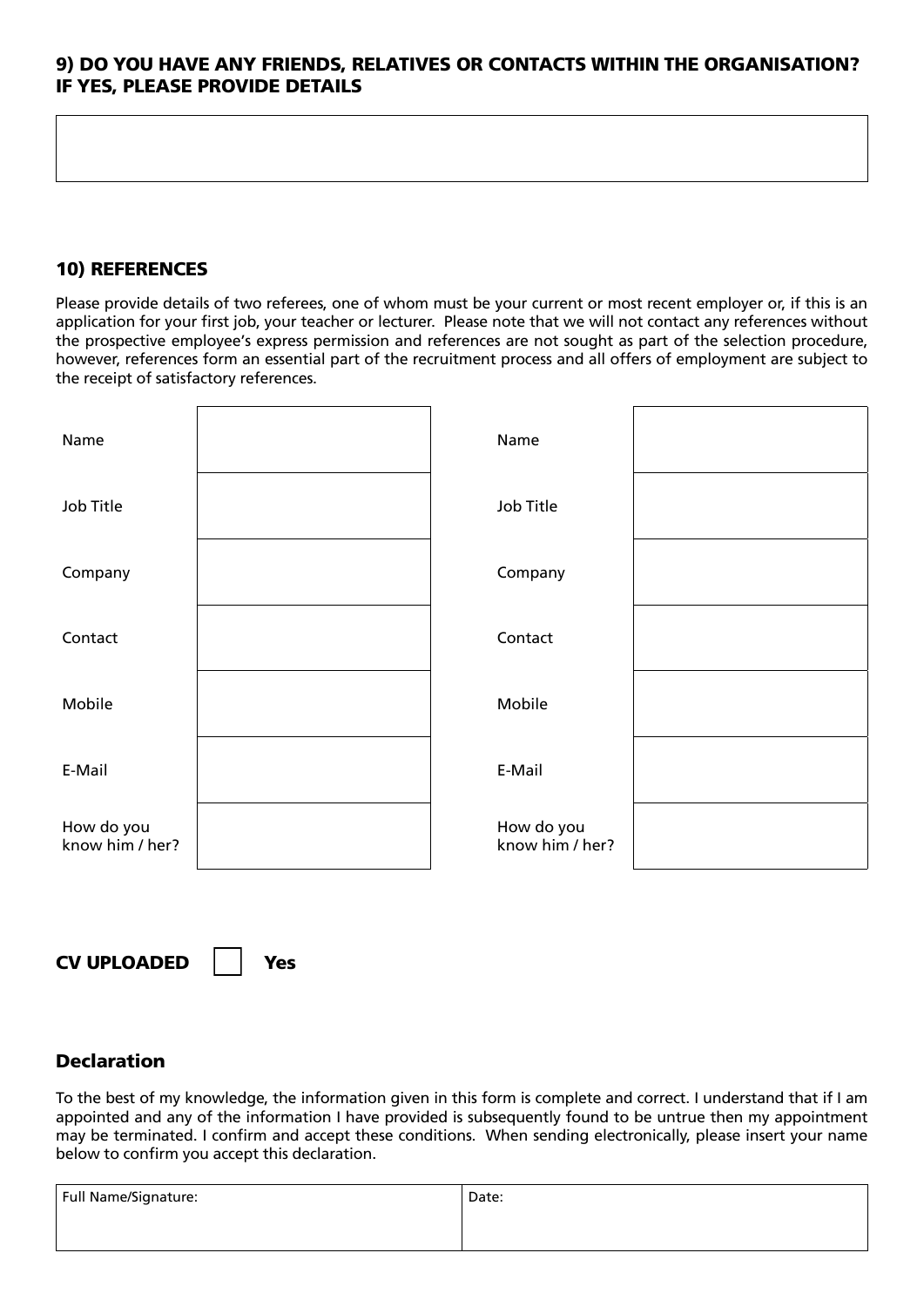## 9) DO YOU HAVE ANY FRIENDS, RELATIVES OR CONTACTS WITHIN THE ORGANISATION? IF YES, PLEASE PROVIDE DETAILS

| |
|---|
| |

## 10) REFERENCES

Please provide details of two referees, one of whom must be your current or most recent employer or, if this is an application for your first job, your teacher or lecturer. Please note that we will not contact any references without the prospective employee's express permission and references are not sought as part of the selection procedure, however, references form an essential part of the recruitment process and all offers of employment are subject to the receipt of satisfactory references.

| | | | |
|---|---|---|---|
| Name | | Name | |
| Job Title | | Job Title | |
| Company | | Company | |
| Contact | | Contact | |
| Mobile | | Mobile | |
| E-Mail | | E-Mail | |
| How do you know him / her? | | How do you know him / her? | |

**CV UPLOADED** ☐ **Yes**

## Declaration

To the best of my knowledge, the information given in this form is complete and correct. I understand that if I am appointed and any of the information I have provided is subsequently found to be untrue then my appointment may be terminated. I confirm and accept these conditions. When sending electronically, please insert your name below to confirm you accept this declaration.

| Full Name/Signature: | Date: |
|---|---|
| | |